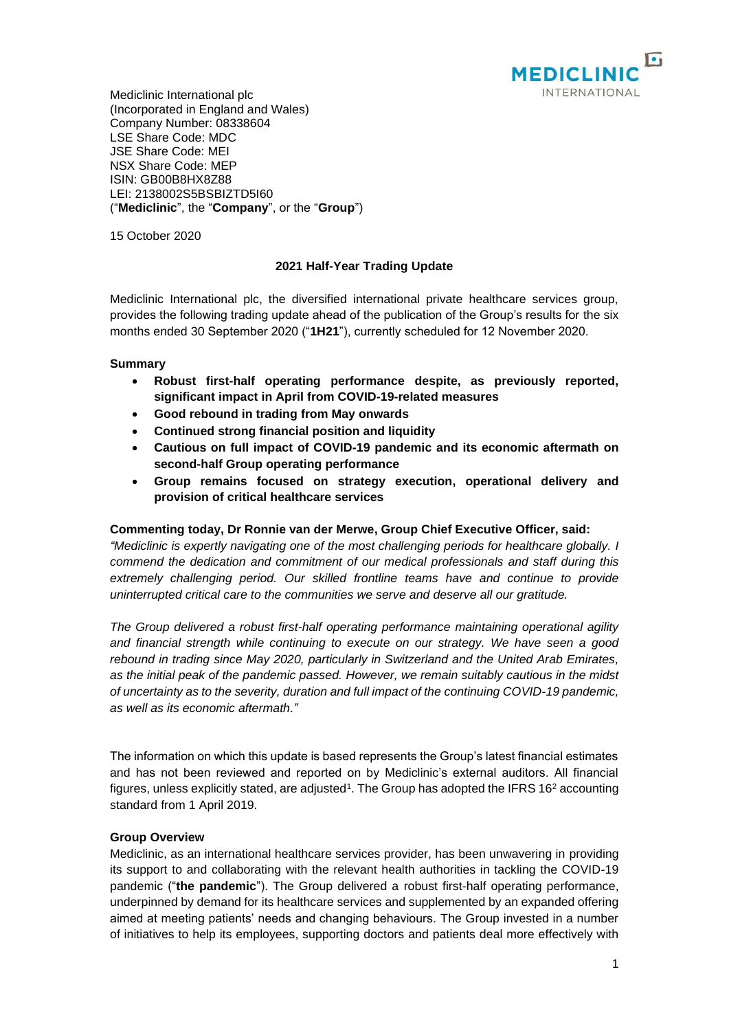Mediclinic International plc
(Incorporated in England and Wales)
Company Number: 08338604
LSE Share Code: MDC
JSE Share Code: MEI
NSX Share Code: MEP
ISIN: GB00B8HX8Z88
LEI: 2138002S5BSBIZTD5I60
("**Mediclinic**", the "**Company**", or the "**Group**")

15 October 2020

## 2021 Half-Year Trading Update

Mediclinic International plc, the diversified international private healthcare services group, provides the following trading update ahead of the publication of the Group's results for the six months ended 30 September 2020 ("**1H21**"), currently scheduled for 12 November 2020.

### Summary

- **Robust first-half operating performance despite, as previously reported, significant impact in April from COVID-19-related measures**
- **Good rebound in trading from May onwards**
- **Continued strong financial position and liquidity**
- **Cautious on full impact of COVID-19 pandemic and its economic aftermath on second-half Group operating performance**
- **Group remains focused on strategy execution, operational delivery and provision of critical healthcare services**

**Commenting today, Dr Ronnie van der Merwe, Group Chief Executive Officer, said:**

*"Mediclinic is expertly navigating one of the most challenging periods for healthcare globally. I commend the dedication and commitment of our medical professionals and staff during this extremely challenging period. Our skilled frontline teams have and continue to provide uninterrupted critical care to the communities we serve and deserve all our gratitude.*

*The Group delivered a robust first-half operating performance maintaining operational agility and financial strength while continuing to execute on our strategy. We have seen a good rebound in trading since May 2020, particularly in Switzerland and the United Arab Emirates, as the initial peak of the pandemic passed. However, we remain suitably cautious in the midst of uncertainty as to the severity, duration and full impact of the continuing COVID-19 pandemic, as well as its economic aftermath."*

The information on which this update is based represents the Group's latest financial estimates and has not been reviewed and reported on by Mediclinic's external auditors. All financial figures, unless explicitly stated, are adjusted[1]. The Group has adopted the IFRS 16[2] accounting standard from 1 April 2019.

### Group Overview

Mediclinic, as an international healthcare services provider, has been unwavering in providing its support to and collaborating with the relevant health authorities in tackling the COVID-19 pandemic ("**the pandemic**"). The Group delivered a robust first-half operating performance, underpinned by demand for its healthcare services and supplemented by an expanded offering aimed at meeting patients' needs and changing behaviours. The Group invested in a number of initiatives to help its employees, supporting doctors and patients deal more effectively with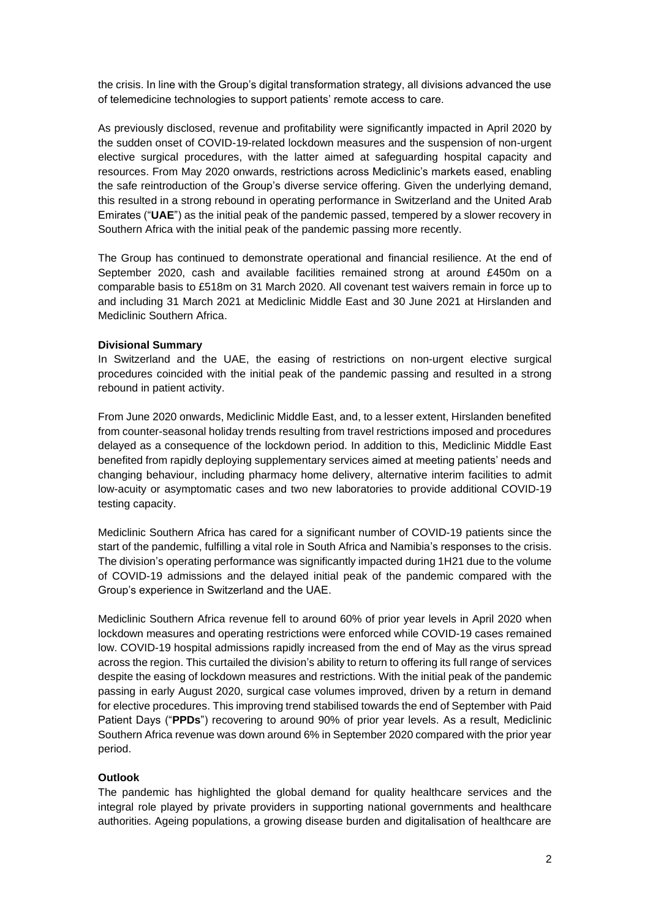the crisis. In line with the Group's digital transformation strategy, all divisions advanced the use of telemedicine technologies to support patients' remote access to care.

As previously disclosed, revenue and profitability were significantly impacted in April 2020 by the sudden onset of COVID-19-related lockdown measures and the suspension of non-urgent elective surgical procedures, with the latter aimed at safeguarding hospital capacity and resources. From May 2020 onwards, restrictions across Mediclinic's markets eased, enabling the safe reintroduction of the Group's diverse service offering. Given the underlying demand, this resulted in a strong rebound in operating performance in Switzerland and the United Arab Emirates ("**UAE**") as the initial peak of the pandemic passed, tempered by a slower recovery in Southern Africa with the initial peak of the pandemic passing more recently.

The Group has continued to demonstrate operational and financial resilience. At the end of September 2020, cash and available facilities remained strong at around £450m on a comparable basis to £518m on 31 March 2020. All covenant test waivers remain in force up to and including 31 March 2021 at Mediclinic Middle East and 30 June 2021 at Hirslanden and Mediclinic Southern Africa.

**Divisional Summary**

In Switzerland and the UAE, the easing of restrictions on non-urgent elective surgical procedures coincided with the initial peak of the pandemic passing and resulted in a strong rebound in patient activity.

From June 2020 onwards, Mediclinic Middle East, and, to a lesser extent, Hirslanden benefited from counter-seasonal holiday trends resulting from travel restrictions imposed and procedures delayed as a consequence of the lockdown period. In addition to this, Mediclinic Middle East benefited from rapidly deploying supplementary services aimed at meeting patients' needs and changing behaviour, including pharmacy home delivery, alternative interim facilities to admit low-acuity or asymptomatic cases and two new laboratories to provide additional COVID-19 testing capacity.

Mediclinic Southern Africa has cared for a significant number of COVID-19 patients since the start of the pandemic, fulfilling a vital role in South Africa and Namibia's responses to the crisis. The division's operating performance was significantly impacted during 1H21 due to the volume of COVID-19 admissions and the delayed initial peak of the pandemic compared with the Group's experience in Switzerland and the UAE.

Mediclinic Southern Africa revenue fell to around 60% of prior year levels in April 2020 when lockdown measures and operating restrictions were enforced while COVID-19 cases remained low. COVID-19 hospital admissions rapidly increased from the end of May as the virus spread across the region. This curtailed the division's ability to return to offering its full range of services despite the easing of lockdown measures and restrictions. With the initial peak of the pandemic passing in early August 2020, surgical case volumes improved, driven by a return in demand for elective procedures. This improving trend stabilised towards the end of September with Paid Patient Days ("**PPDs**") recovering to around 90% of prior year levels. As a result, Mediclinic Southern Africa revenue was down around 6% in September 2020 compared with the prior year period.

**Outlook**

The pandemic has highlighted the global demand for quality healthcare services and the integral role played by private providers in supporting national governments and healthcare authorities. Ageing populations, a growing disease burden and digitalisation of healthcare are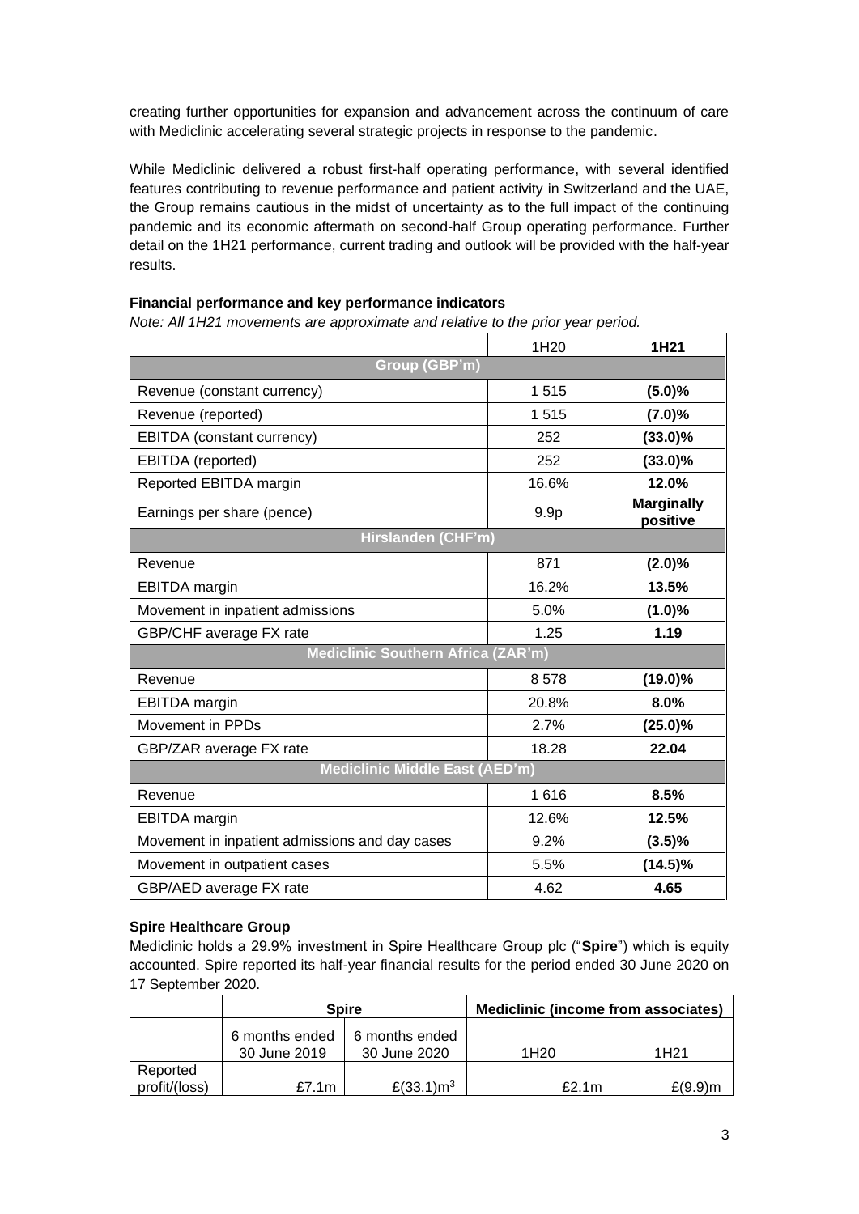creating further opportunities for expansion and advancement across the continuum of care with Mediclinic accelerating several strategic projects in response to the pandemic.

While Mediclinic delivered a robust first-half operating performance, with several identified features contributing to revenue performance and patient activity in Switzerland and the UAE, the Group remains cautious in the midst of uncertainty as to the full impact of the continuing pandemic and its economic aftermath on second-half Group operating performance. Further detail on the 1H21 performance, current trading and outlook will be provided with the half-year results.

**Financial performance and key performance indicators**

*Note: All 1H21 movements are approximate and relative to the prior year period.*

| | 1H20 | **1H21** |
|---|---|---|
| **Group (GBP'm)** | | |
| Revenue (constant currency) | 1 515 | **(5.0)%** |
| Revenue (reported) | 1 515 | **(7.0)%** |
| EBITDA (constant currency) | 252 | **(33.0)%** |
| EBITDA (reported) | 252 | **(33.0)%** |
| Reported EBITDA margin | 16.6% | **12.0%** |
| Earnings per share (pence) | 9.9p | **Marginally positive** |
| **Hirslanden (CHF'm)** | | |
| Revenue | 871 | **(2.0)%** |
| EBITDA margin | 16.2% | **13.5%** |
| Movement in inpatient admissions | 5.0% | **(1.0)%** |
| GBP/CHF average FX rate | 1.25 | **1.19** |
| **Mediclinic Southern Africa (ZAR'm)** | | |
| Revenue | 8 578 | **(19.0)%** |
| EBITDA margin | 20.8% | **8.0%** |
| Movement in PPDs | 2.7% | **(25.0)%** |
| GBP/ZAR average FX rate | 18.28 | **22.04** |
| **Mediclinic Middle East (AED'm)** | | |
| Revenue | 1 616 | **8.5%** |
| EBITDA margin | 12.6% | **12.5%** |
| Movement in inpatient admissions and day cases | 9.2% | **(3.5)%** |
| Movement in outpatient cases | 5.5% | **(14.5)%** |
| GBP/AED average FX rate | 4.62 | **4.65** |

**Spire Healthcare Group**

Mediclinic holds a 29.9% investment in Spire Healthcare Group plc ("**Spire**") which is equity accounted. Spire reported its half-year financial results for the period ended 30 June 2020 on 17 September 2020.

| | **Spire** | | **Mediclinic (income from associates)** | |
|---|---|---|---|---|
| | 6 months ended 30 June 2019 | 6 months ended 30 June 2020 | 1H20 | 1H21 |
| Reported profit/(loss) | £7.1m | £(33.1)m[3] | £2.1m | £(9.9)m |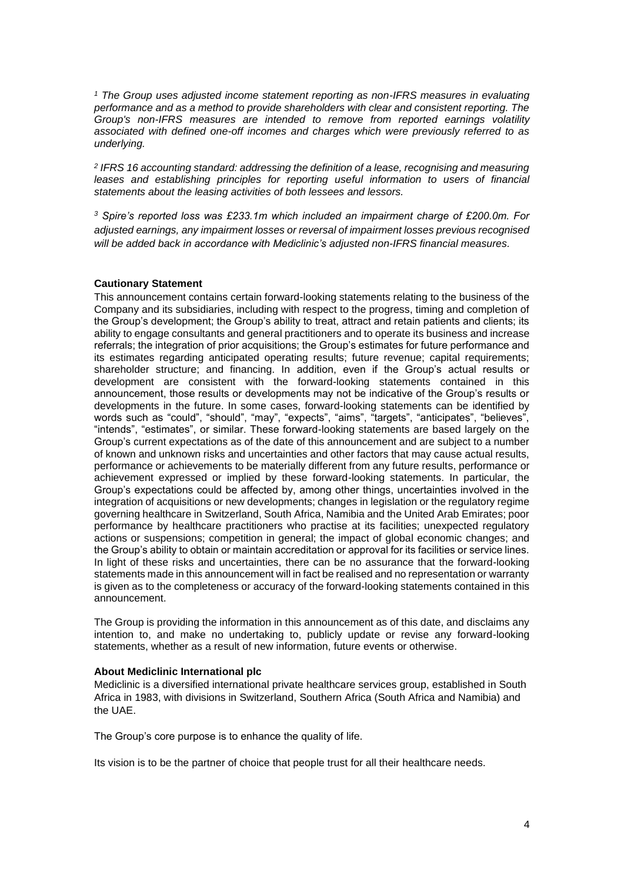*[1] The Group uses adjusted income statement reporting as non-IFRS measures in evaluating performance and as a method to provide shareholders with clear and consistent reporting. The Group's non-IFRS measures are intended to remove from reported earnings volatility associated with defined one-off incomes and charges which were previously referred to as underlying.*

*[2] IFRS 16 accounting standard: addressing the definition of a lease, recognising and measuring leases and establishing principles for reporting useful information to users of financial statements about the leasing activities of both lessees and lessors.*

*[3] Spire's reported loss was £233.1m which included an impairment charge of £200.0m. For adjusted earnings, any impairment losses or reversal of impairment losses previous recognised will be added back in accordance with Mediclinic's adjusted non-IFRS financial measures.*

**Cautionary Statement**

This announcement contains certain forward-looking statements relating to the business of the Company and its subsidiaries, including with respect to the progress, timing and completion of the Group's development; the Group's ability to treat, attract and retain patients and clients; its ability to engage consultants and general practitioners and to operate its business and increase referrals; the integration of prior acquisitions; the Group's estimates for future performance and its estimates regarding anticipated operating results; future revenue; capital requirements; shareholder structure; and financing. In addition, even if the Group's actual results or development are consistent with the forward-looking statements contained in this announcement, those results or developments may not be indicative of the Group's results or developments in the future. In some cases, forward-looking statements can be identified by words such as "could", "should", "may", "expects", "aims", "targets", "anticipates", "believes", "intends", "estimates", or similar. These forward-looking statements are based largely on the Group's current expectations as of the date of this announcement and are subject to a number of known and unknown risks and uncertainties and other factors that may cause actual results, performance or achievements to be materially different from any future results, performance or achievement expressed or implied by these forward-looking statements. In particular, the Group's expectations could be affected by, among other things, uncertainties involved in the integration of acquisitions or new developments; changes in legislation or the regulatory regime governing healthcare in Switzerland, South Africa, Namibia and the United Arab Emirates; poor performance by healthcare practitioners who practise at its facilities; unexpected regulatory actions or suspensions; competition in general; the impact of global economic changes; and the Group's ability to obtain or maintain accreditation or approval for its facilities or service lines. In light of these risks and uncertainties, there can be no assurance that the forward-looking statements made in this announcement will in fact be realised and no representation or warranty is given as to the completeness or accuracy of the forward-looking statements contained in this announcement.

The Group is providing the information in this announcement as of this date, and disclaims any intention to, and make no undertaking to, publicly update or revise any forward-looking statements, whether as a result of new information, future events or otherwise.

**About Mediclinic International plc**

Mediclinic is a diversified international private healthcare services group, established in South Africa in 1983, with divisions in Switzerland, Southern Africa (South Africa and Namibia) and the UAE.

The Group's core purpose is to enhance the quality of life.

Its vision is to be the partner of choice that people trust for all their healthcare needs.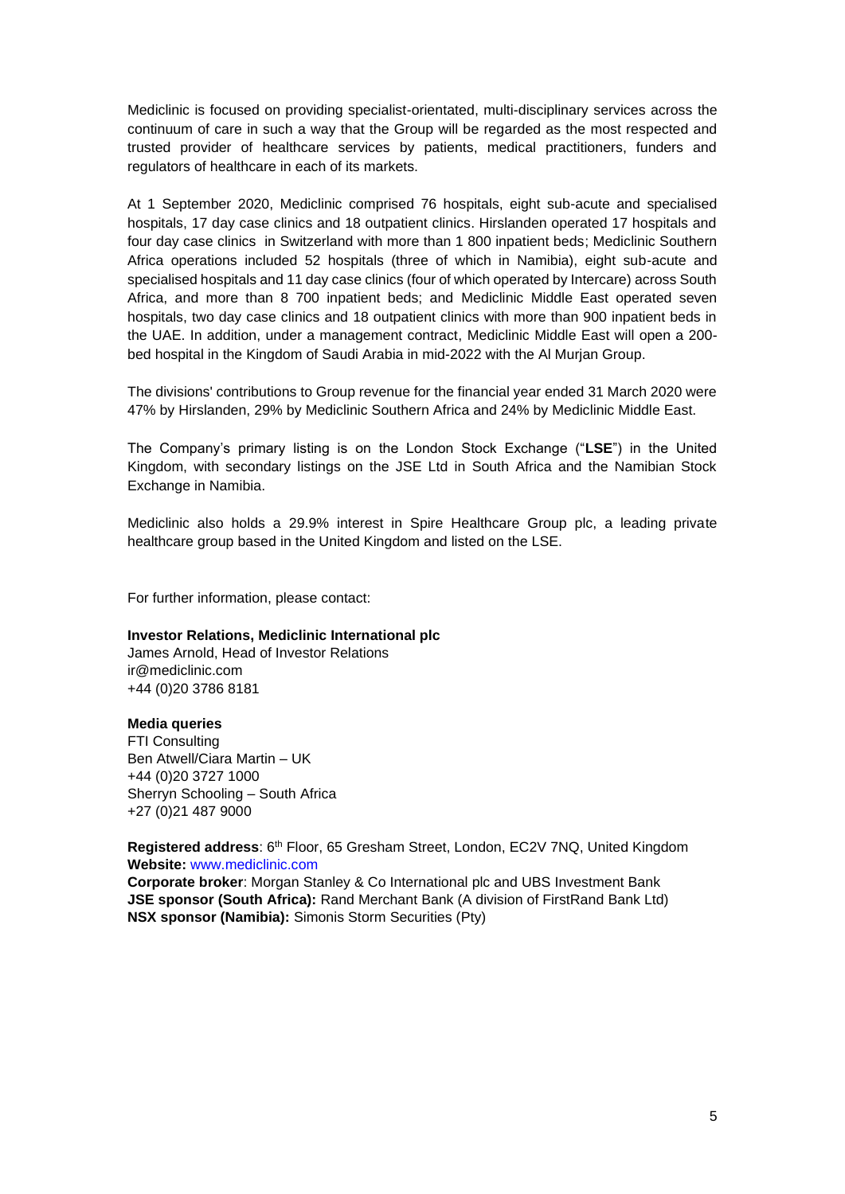Mediclinic is focused on providing specialist-orientated, multi-disciplinary services across the continuum of care in such a way that the Group will be regarded as the most respected and trusted provider of healthcare services by patients, medical practitioners, funders and regulators of healthcare in each of its markets.

At 1 September 2020, Mediclinic comprised 76 hospitals, eight sub-acute and specialised hospitals, 17 day case clinics and 18 outpatient clinics. Hirslanden operated 17 hospitals and four day case clinics in Switzerland with more than 1 800 inpatient beds; Mediclinic Southern Africa operations included 52 hospitals (three of which in Namibia), eight sub-acute and specialised hospitals and 11 day case clinics (four of which operated by Intercare) across South Africa, and more than 8 700 inpatient beds; and Mediclinic Middle East operated seven hospitals, two day case clinics and 18 outpatient clinics with more than 900 inpatient beds in the UAE. In addition, under a management contract, Mediclinic Middle East will open a 200-bed hospital in the Kingdom of Saudi Arabia in mid-2022 with the Al Murjan Group.

The divisions' contributions to Group revenue for the financial year ended 31 March 2020 were 47% by Hirslanden, 29% by Mediclinic Southern Africa and 24% by Mediclinic Middle East.

The Company's primary listing is on the London Stock Exchange ("**LSE**") in the United Kingdom, with secondary listings on the JSE Ltd in South Africa and the Namibian Stock Exchange in Namibia.

Mediclinic also holds a 29.9% interest in Spire Healthcare Group plc, a leading private healthcare group based in the United Kingdom and listed on the LSE.

For further information, please contact:

**Investor Relations, Mediclinic International plc**
James Arnold, Head of Investor Relations
ir@mediclinic.com
+44 (0)20 3786 8181

**Media queries**
FTI Consulting
Ben Atwell/Ciara Martin – UK
+44 (0)20 3727 1000
Sherryn Schooling – South Africa
+27 (0)21 487 9000

**Registered address**: 6th Floor, 65 Gresham Street, London, EC2V 7NQ, United Kingdom
**Website:** www.mediclinic.com
**Corporate broker**: Morgan Stanley & Co International plc and UBS Investment Bank
**JSE sponsor (South Africa):** Rand Merchant Bank (A division of FirstRand Bank Ltd)
**NSX sponsor (Namibia):** Simonis Storm Securities (Pty)